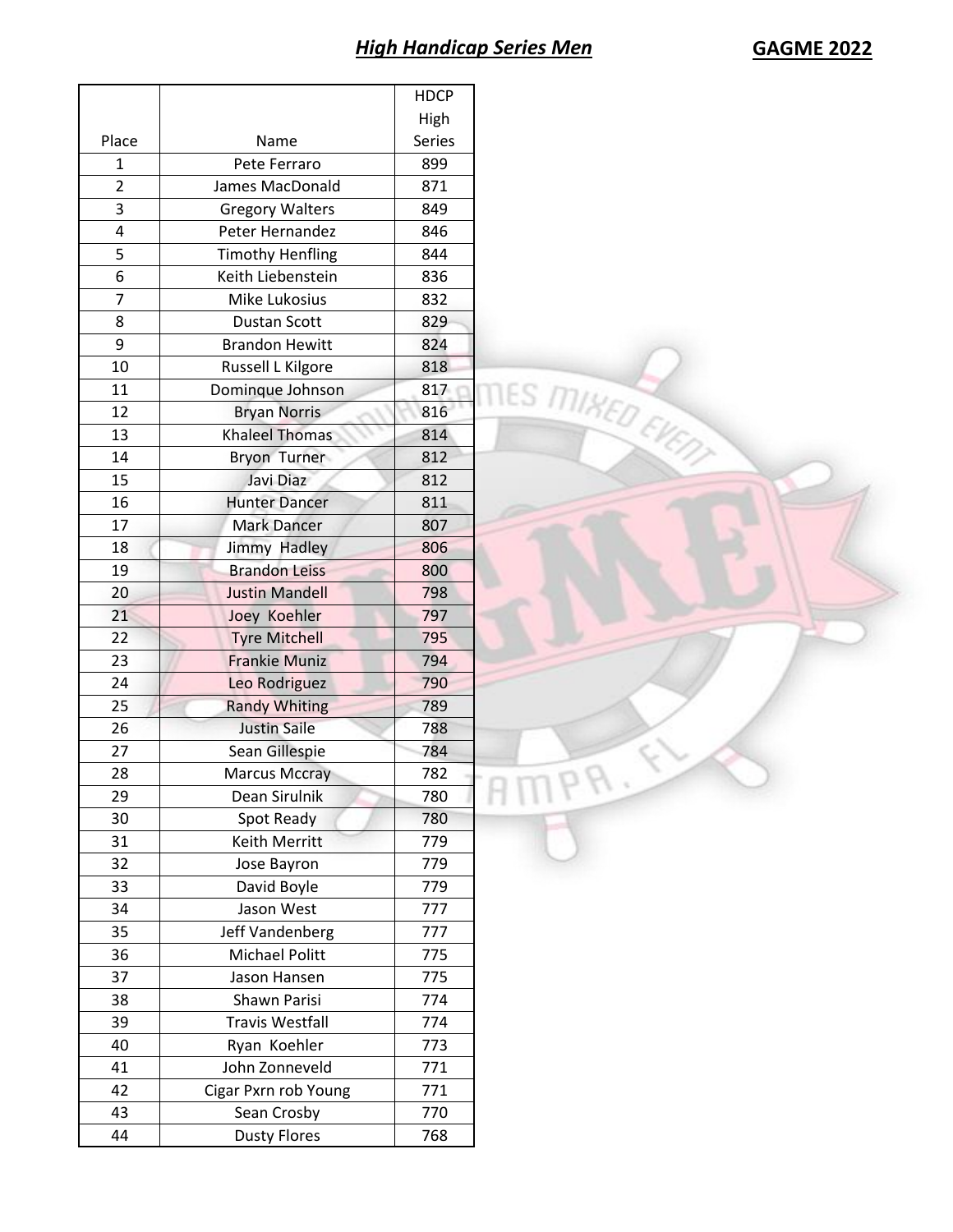## ***High Handicap Series Men***

**GAGME 2022**

| Place | Name | HDCP High Series |
|---|---|---|
| 1 | Pete Ferraro | 899 |
| 2 | James MacDonald | 871 |
| 3 | Gregory Walters | 849 |
| 4 | Peter Hernandez | 846 |
| 5 | Timothy Henfling | 844 |
| 6 | Keith Liebenstein | 836 |
| 7 | Mike Lukosius | 832 |
| 8 | Dustan Scott | 829 |
| 9 | Brandon Hewitt | 824 |
| 10 | Russell L Kilgore | 818 |
| 11 | Dominque Johnson | 817 |
| 12 | Bryan Norris | 816 |
| 13 | Khaleel Thomas | 814 |
| 14 | Bryon Turner | 812 |
| 15 | Javi Diaz | 812 |
| 16 | Hunter Dancer | 811 |
| 17 | Mark Dancer | 807 |
| 18 | Jimmy Hadley | 806 |
| 19 | Brandon Leiss | 800 |
| 20 | Justin Mandell | 798 |
| 21 | Joey Koehler | 797 |
| 22 | Tyre Mitchell | 795 |
| 23 | Frankie Muniz | 794 |
| 24 | Leo Rodriguez | 790 |
| 25 | Randy Whiting | 789 |
| 26 | Justin Saile | 788 |
| 27 | Sean Gillespie | 784 |
| 28 | Marcus Mccray | 782 |
| 29 | Dean Sirulnik | 780 |
| 30 | Spot Ready | 780 |
| 31 | Keith Merritt | 779 |
| 32 | Jose Bayron | 779 |
| 33 | David Boyle | 779 |
| 34 | Jason West | 777 |
| 35 | Jeff Vandenberg | 777 |
| 36 | Michael Politt | 775 |
| 37 | Jason Hansen | 775 |
| 38 | Shawn Parisi | 774 |
| 39 | Travis Westfall | 774 |
| 40 | Ryan Koehler | 773 |
| 41 | John Zonneveld | 771 |
| 42 | Cigar Pxrn rob Young | 771 |
| 43 | Sean Crosby | 770 |
| 44 | Dusty Flores | 768 |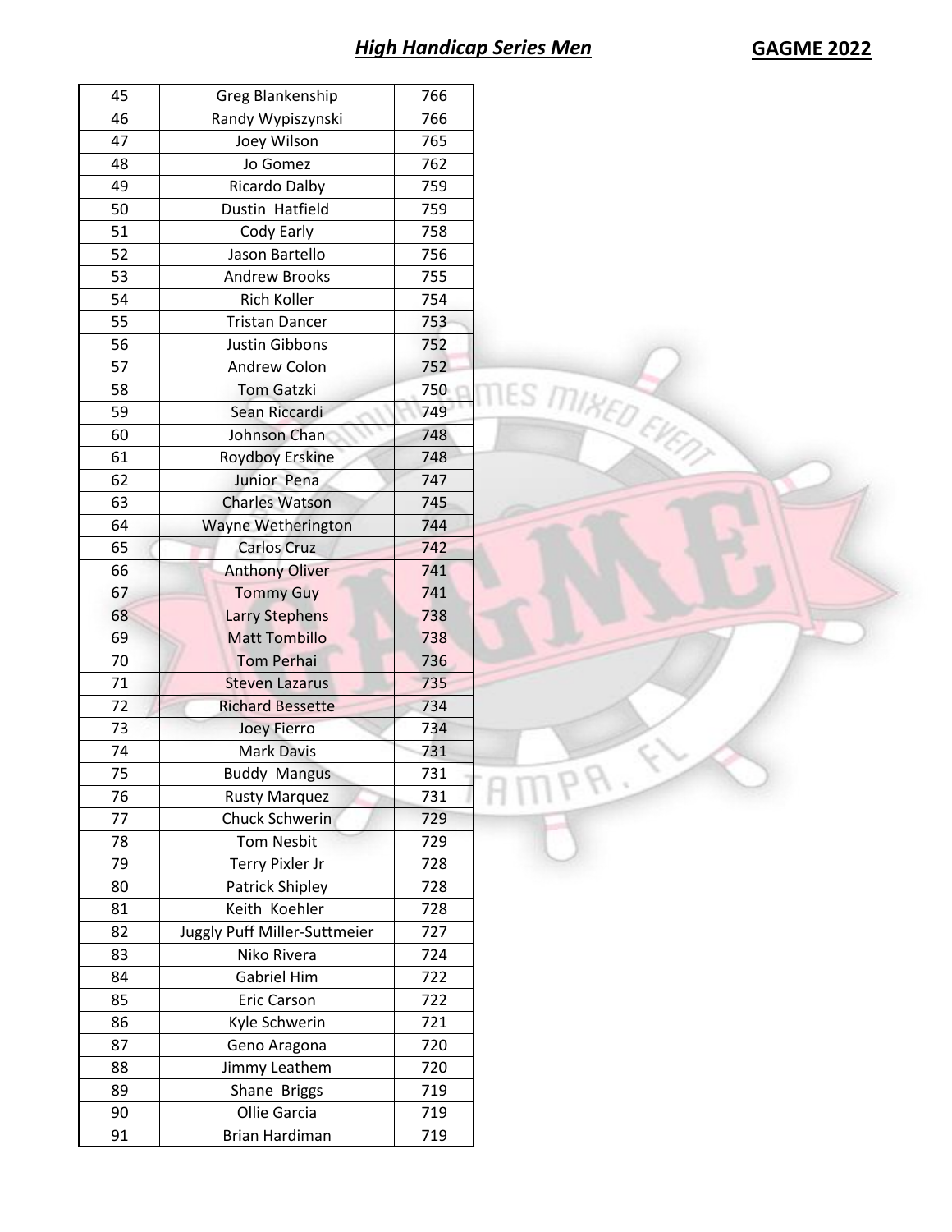## *High Handicap Series Men*

**GAGME 2022**

| | | |
|---|---|---|
| 45 | Greg Blankenship | 766 |
| 46 | Randy Wypiszynski | 766 |
| 47 | Joey Wilson | 765 |
| 48 | Jo Gomez | 762 |
| 49 | Ricardo Dalby | 759 |
| 50 | Dustin Hatfield | 759 |
| 51 | Cody Early | 758 |
| 52 | Jason Bartello | 756 |
| 53 | Andrew Brooks | 755 |
| 54 | Rich Koller | 754 |
| 55 | Tristan Dancer | 753 |
| 56 | Justin Gibbons | 752 |
| 57 | Andrew Colon | 752 |
| 58 | Tom Gatzki | 750 |
| 59 | Sean Riccardi | 749 |
| 60 | Johnson Chan | 748 |
| 61 | Roydboy Erskine | 748 |
| 62 | Junior Pena | 747 |
| 63 | Charles Watson | 745 |
| 64 | Wayne Wetherington | 744 |
| 65 | Carlos Cruz | 742 |
| 66 | Anthony Oliver | 741 |
| 67 | Tommy Guy | 741 |
| 68 | Larry Stephens | 738 |
| 69 | Matt Tombillo | 738 |
| 70 | Tom Perhai | 736 |
| 71 | Steven Lazarus | 735 |
| 72 | Richard Bessette | 734 |
| 73 | Joey Fierro | 734 |
| 74 | Mark Davis | 731 |
| 75 | Buddy Mangus | 731 |
| 76 | Rusty Marquez | 731 |
| 77 | Chuck Schwerin | 729 |
| 78 | Tom Nesbit | 729 |
| 79 | Terry Pixler Jr | 728 |
| 80 | Patrick Shipley | 728 |
| 81 | Keith Koehler | 728 |
| 82 | Juggly Puff Miller-Suttmeier | 727 |
| 83 | Niko Rivera | 724 |
| 84 | Gabriel Him | 722 |
| 85 | Eric Carson | 722 |
| 86 | Kyle Schwerin | 721 |
| 87 | Geno Aragona | 720 |
| 88 | Jimmy Leathem | 720 |
| 89 | Shane Briggs | 719 |
| 90 | Ollie Garcia | 719 |
| 91 | Brian Hardiman | 719 |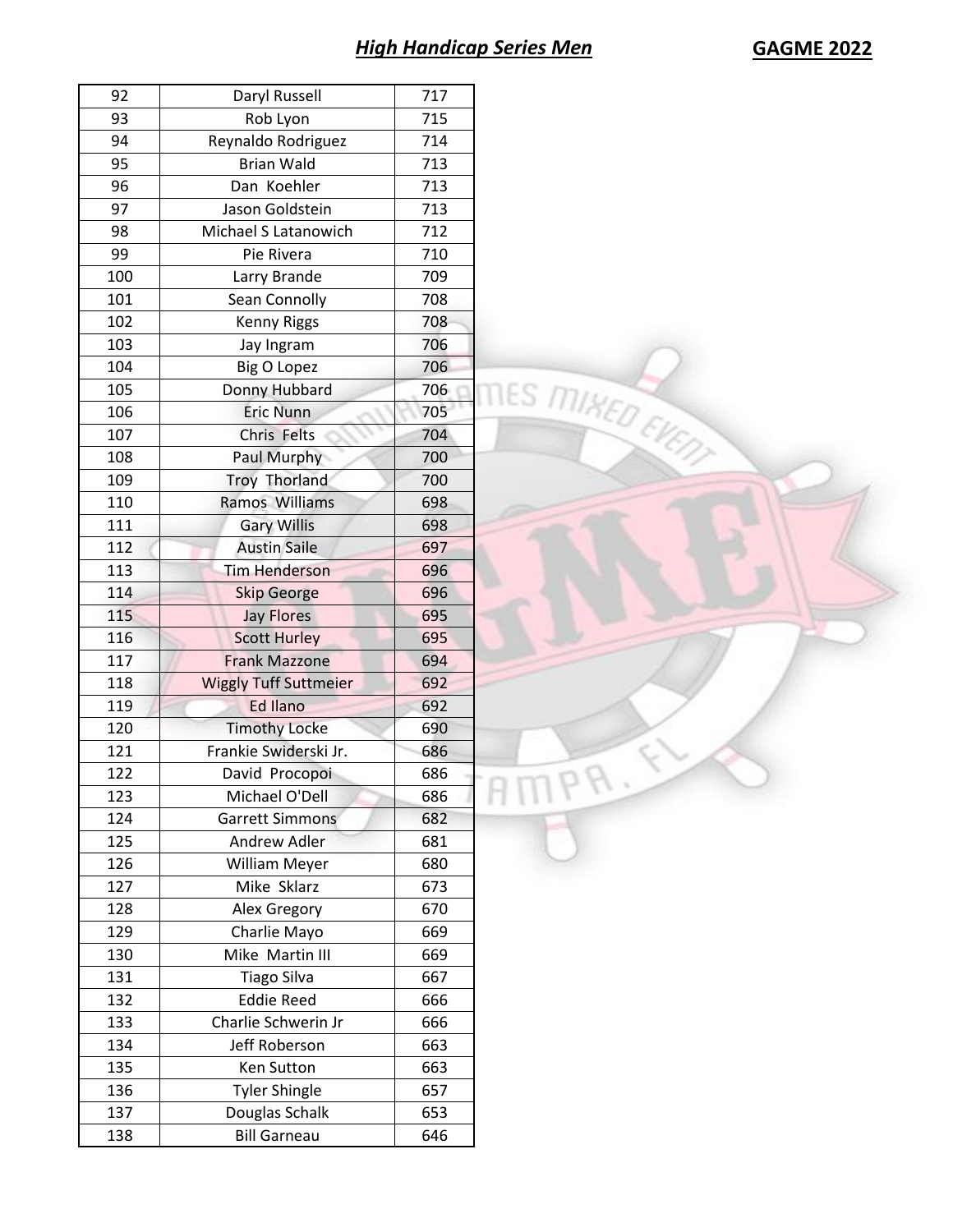## ***High Handicap Series Men***

**GAGME 2022**

| | | |
|---|---|---|
| 92 | Daryl Russell | 717 |
| 93 | Rob Lyon | 715 |
| 94 | Reynaldo Rodriguez | 714 |
| 95 | Brian Wald | 713 |
| 96 | Dan Koehler | 713 |
| 97 | Jason Goldstein | 713 |
| 98 | Michael S Latanowich | 712 |
| 99 | Pie Rivera | 710 |
| 100 | Larry Brande | 709 |
| 101 | Sean Connolly | 708 |
| 102 | Kenny Riggs | 708 |
| 103 | Jay Ingram | 706 |
| 104 | Big O Lopez | 706 |
| 105 | Donny Hubbard | 706 |
| 106 | Eric Nunn | 705 |
| 107 | Chris Felts | 704 |
| 108 | Paul Murphy | 700 |
| 109 | Troy Thorland | 700 |
| 110 | Ramos Williams | 698 |
| 111 | Gary Willis | 698 |
| 112 | Austin Saile | 697 |
| 113 | Tim Henderson | 696 |
| 114 | Skip George | 696 |
| 115 | Jay Flores | 695 |
| 116 | Scott Hurley | 695 |
| 117 | Frank Mazzone | 694 |
| 118 | Wiggly Tuff Suttmeier | 692 |
| 119 | Ed Ilano | 692 |
| 120 | Timothy Locke | 690 |
| 121 | Frankie Swiderski Jr. | 686 |
| 122 | David Procopoi | 686 |
| 123 | Michael O'Dell | 686 |
| 124 | Garrett Simmons | 682 |
| 125 | Andrew Adler | 681 |
| 126 | William Meyer | 680 |
| 127 | Mike Sklarz | 673 |
| 128 | Alex Gregory | 670 |
| 129 | Charlie Mayo | 669 |
| 130 | Mike Martin III | 669 |
| 131 | Tiago Silva | 667 |
| 132 | Eddie Reed | 666 |
| 133 | Charlie Schwerin Jr | 666 |
| 134 | Jeff Roberson | 663 |
| 135 | Ken Sutton | 663 |
| 136 | Tyler Shingle | 657 |
| 137 | Douglas Schalk | 653 |
| 138 | Bill Garneau | 646 |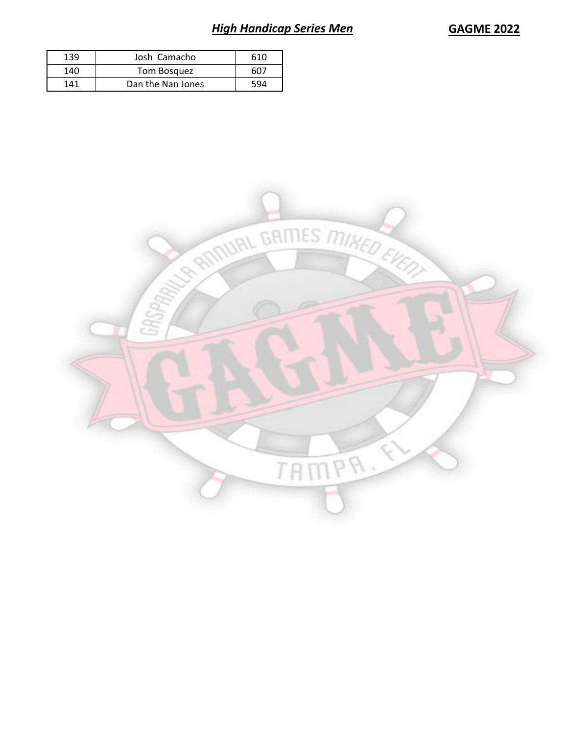| | | |
|---|---|---|
| 139 | Josh Camacho | 610 |
| 140 | Tom Bosquez | 607 |
| 141 | Dan the Nan Jones | 594 |